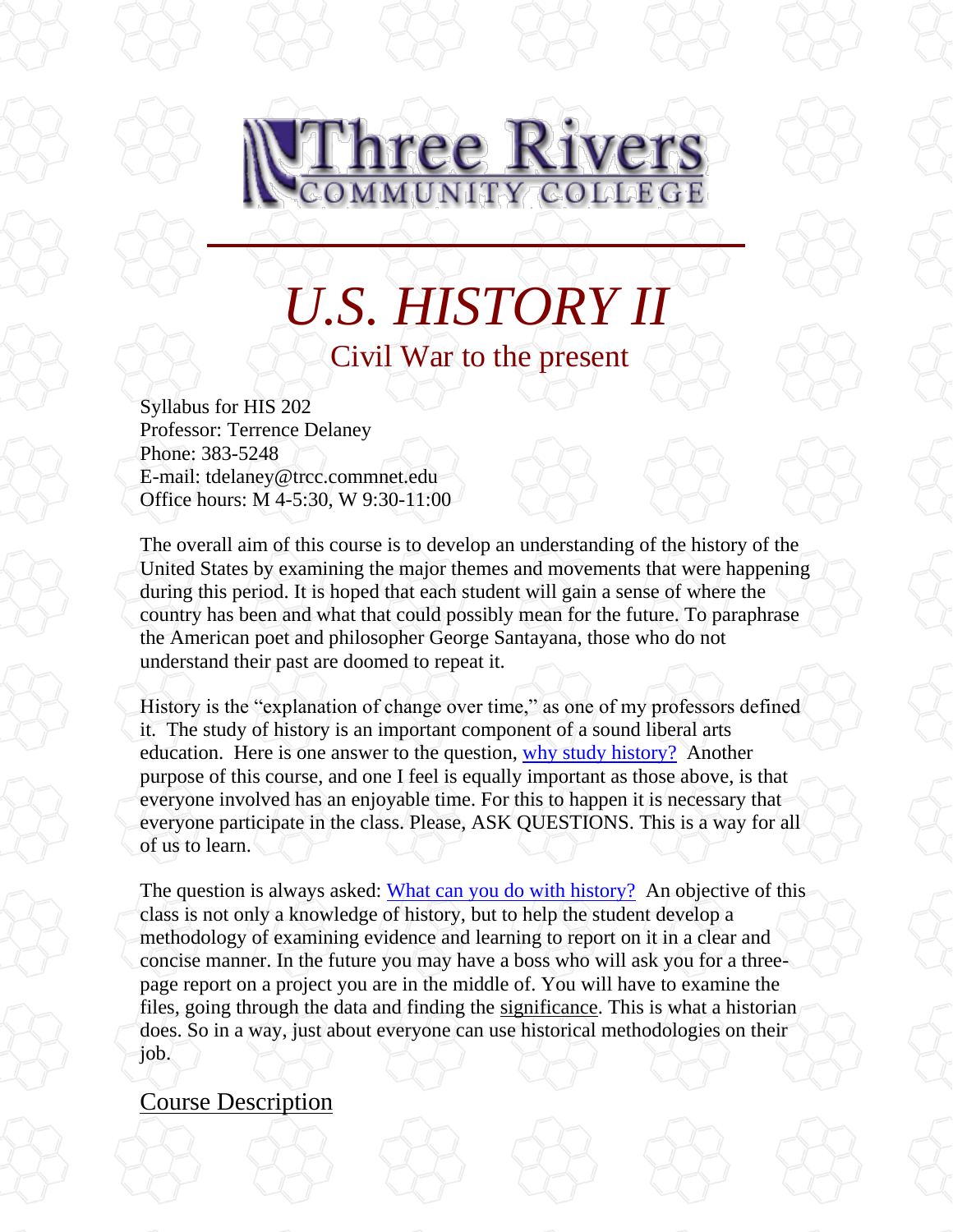Three Rivers COMMUNITY COLLEGE

# *U.S. HISTORY II*

## Civil War to the present

Syllabus for HIS 202
Professor: Terrence Delaney
Phone: 383-5248
E-mail: tdelaney@trcc.commnet.edu
Office hours: M 4-5:30, W 9:30-11:00

The overall aim of this course is to develop an understanding of the history of the United States by examining the major themes and movements that were happening during this period. It is hoped that each student will gain a sense of where the country has been and what that could possibly mean for the future. To paraphrase the American poet and philosopher George Santayana, those who do not understand their past are doomed to repeat it.

History is the "explanation of change over time," as one of my professors defined it. The study of history is an important component of a sound liberal arts education. Here is one answer to the question, why study history? Another purpose of this course, and one I feel is equally important as those above, is that everyone involved has an enjoyable time. For this to happen it is necessary that everyone participate in the class. Please, ASK QUESTIONS. This is a way for all of us to learn.

The question is always asked: What can you do with history? An objective of this class is not only a knowledge of history, but to help the student develop a methodology of examining evidence and learning to report on it in a clear and concise manner. In the future you may have a boss who will ask you for a three-page report on a project you are in the middle of. You will have to examine the files, going through the data and finding the significance. This is what a historian does. So in a way, just about everyone can use historical methodologies on their job.

## Course Description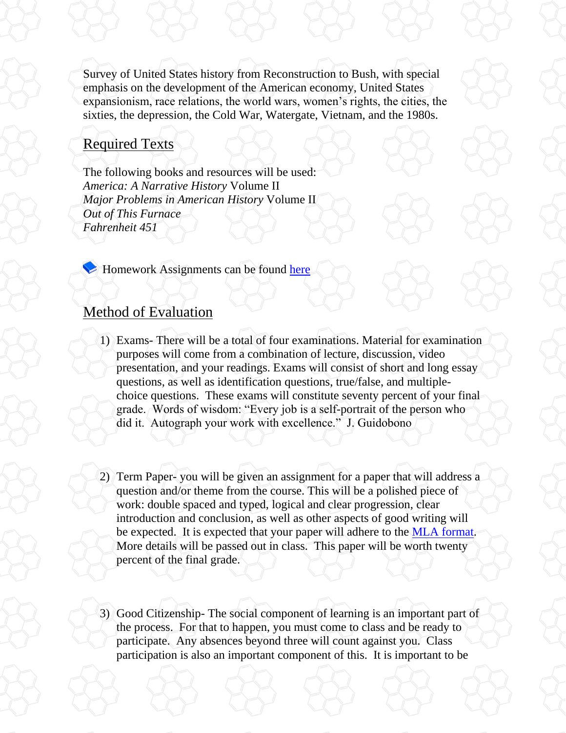Survey of United States history from Reconstruction to Bush, with special emphasis on the development of the American economy, United States expansionism, race relations, the world wars, women's rights, the cities, the sixties, the depression, the Cold War, Watergate, Vietnam, and the 1980s.

## Required Texts

The following books and resources will be used:
*America: A Narrative History* Volume II
*Major Problems in American History* Volume II
*Out of This Furnace*
*Fahrenheit 451*

Homework Assignments can be found here

## Method of Evaluation

1) Exams- There will be a total of four examinations. Material for examination purposes will come from a combination of lecture, discussion, video presentation, and your readings. Exams will consist of short and long essay questions, as well as identification questions, true/false, and multiple-choice questions. These exams will constitute seventy percent of your final grade. Words of wisdom: "Every job is a self-portrait of the person who did it. Autograph your work with excellence." J. Guidobono

2) Term Paper- you will be given an assignment for a paper that will address a question and/or theme from the course. This will be a polished piece of work: double spaced and typed, logical and clear progression, clear introduction and conclusion, as well as other aspects of good writing will be expected. It is expected that your paper will adhere to the MLA format. More details will be passed out in class. This paper will be worth twenty percent of the final grade.

3) Good Citizenship- The social component of learning is an important part of the process. For that to happen, you must come to class and be ready to participate. Any absences beyond three will count against you. Class participation is also an important component of this. It is important to be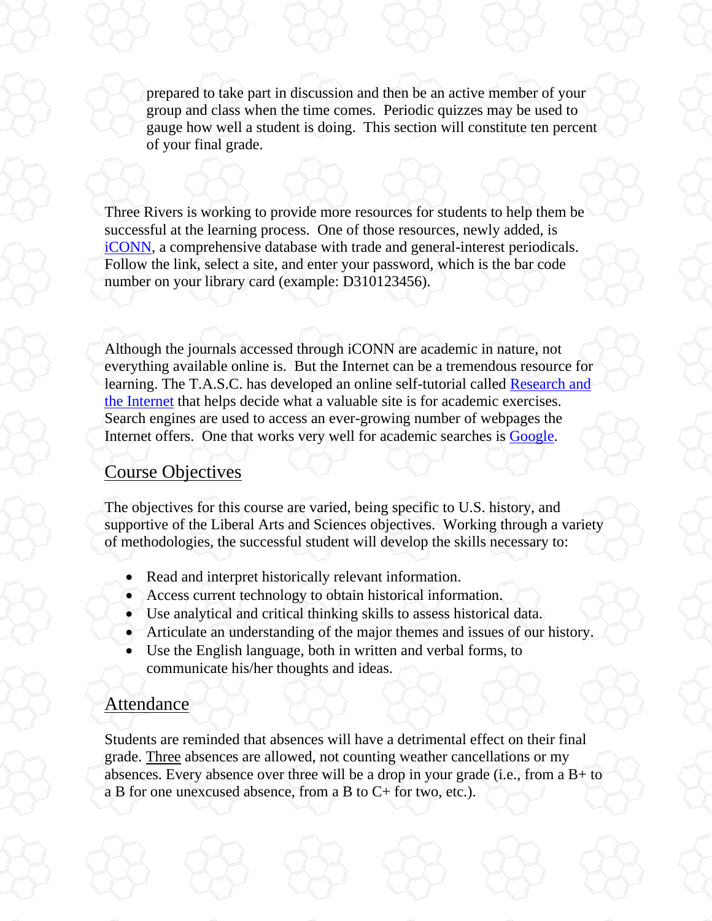prepared to take part in discussion and then be an active member of your group and class when the time comes. Periodic quizzes may be used to gauge how well a student is doing. This section will constitute ten percent of your final grade.

Three Rivers is working to provide more resources for students to help them be successful at the learning process. One of those resources, newly added, is iCONN, a comprehensive database with trade and general-interest periodicals. Follow the link, select a site, and enter your password, which is the bar code number on your library card (example: D310123456).

Although the journals accessed through iCONN are academic in nature, not everything available online is. But the Internet can be a tremendous resource for learning. The T.A.S.C. has developed an online self-tutorial called Research and the Internet that helps decide what a valuable site is for academic exercises. Search engines are used to access an ever-growing number of webpages the Internet offers. One that works very well for academic searches is Google.

## Course Objectives

The objectives for this course are varied, being specific to U.S. history, and supportive of the Liberal Arts and Sciences objectives. Working through a variety of methodologies, the successful student will develop the skills necessary to:

- Read and interpret historically relevant information.
- Access current technology to obtain historical information.
- Use analytical and critical thinking skills to assess historical data.
- Articulate an understanding of the major themes and issues of our history.
- Use the English language, both in written and verbal forms, to communicate his/her thoughts and ideas.

## Attendance

Students are reminded that absences will have a detrimental effect on their final grade. Three absences are allowed, not counting weather cancellations or my absences. Every absence over three will be a drop in your grade (i.e., from a B+ to a B for one unexcused absence, from a B to C+ for two, etc.).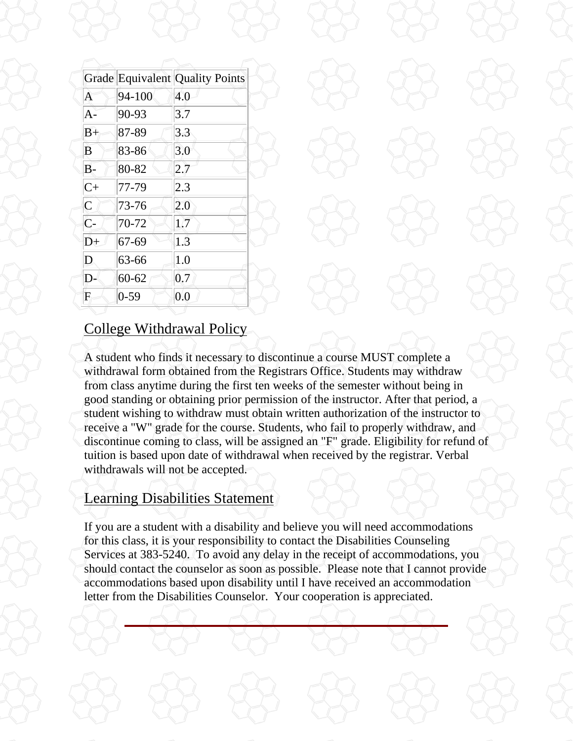| Grade | Equivalent | Quality Points |
| --- | --- | --- |
| A | 94-100 | 4.0 |
| A- | 90-93 | 3.7 |
| B+ | 87-89 | 3.3 |
| B | 83-86 | 3.0 |
| B- | 80-82 | 2.7 |
| C+ | 77-79 | 2.3 |
| C | 73-76 | 2.0 |
| C- | 70-72 | 1.7 |
| D+ | 67-69 | 1.3 |
| D | 63-66 | 1.0 |
| D- | 60-62 | 0.7 |
| F | 0-59 | 0.0 |

## College Withdrawal Policy

A student who finds it necessary to discontinue a course MUST complete a withdrawal form obtained from the Registrars Office. Students may withdraw from class anytime during the first ten weeks of the semester without being in good standing or obtaining prior permission of the instructor. After that period, a student wishing to withdraw must obtain written authorization of the instructor to receive a "W" grade for the course. Students, who fail to properly withdraw, and discontinue coming to class, will be assigned an "F" grade. Eligibility for refund of tuition is based upon date of withdrawal when received by the registrar. Verbal withdrawals will not be accepted.

## Learning Disabilities Statement

If you are a student with a disability and believe you will need accommodations for this class, it is your responsibility to contact the Disabilities Counseling Services at 383-5240. To avoid any delay in the receipt of accommodations, you should contact the counselor as soon as possible. Please note that I cannot provide accommodations based upon disability until I have received an accommodation letter from the Disabilities Counselor. Your cooperation is appreciated.

---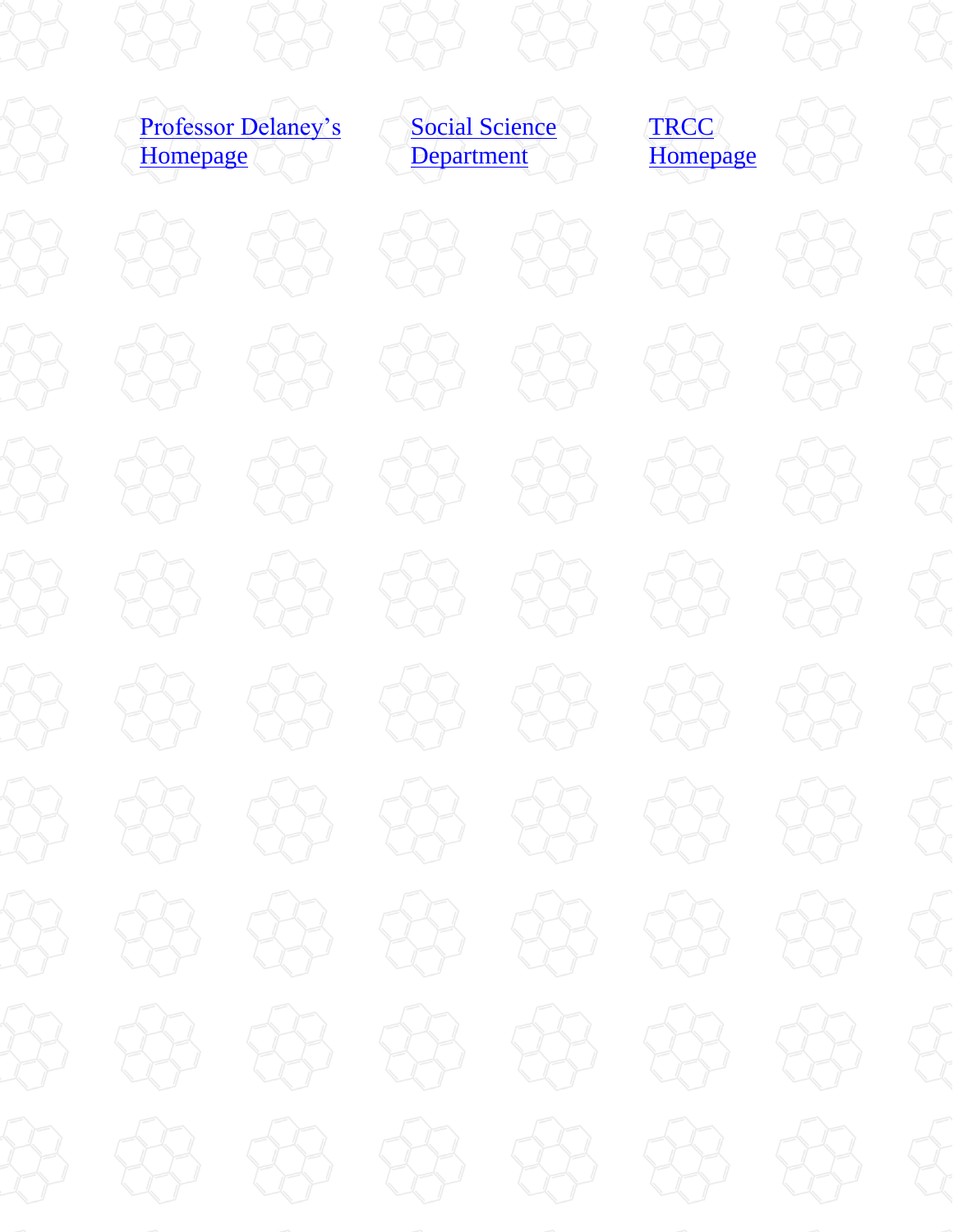Professor Delaney's Homepage

Social Science Department

TRCC Homepage